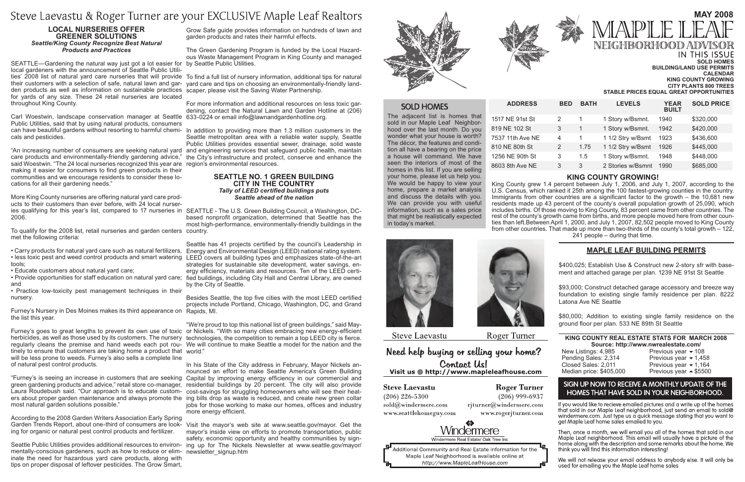# Steve Laevastu & Roger Turner are your EXCLUSIVE Maple Leaf Realtors

### LOCAL NURSERIES OFFER GREENER SOLUTIONS

***Seattle/King County Recognize Best Natural Products and Practices***

SEATTLE—Gardening the natural way just got a lot easier for local gardeners with the announcement of Seattle Public Utilities' 2008 list of natural yard care nurseries that will provide their customers with a selection of safe, natural lawn and garden products as well as information on sustainable practices for yards of any size. These 24 retail nurseries are located throughout King County.

Carl Woestwin, landscape conservation manager at Seattle Public Utilities, said that by using natural products, consumers can have beautiful gardens without resorting to harmful chemicals and pesticides.

"An increasing number of consumers are seeking natural yard care products and environmentally-friendly gardening advice," said Woestwin. "The 24 local nurseries recognized this year are making it easier for consumers to find green products in their communities and we encourage residents to consider these locations for all their gardening needs."

More King County nurseries are offering natural yard care products to their customers than ever before, with 24 local nurseries qualifying for this year's list, compared to 17 nurseries in 2006.

To qualify for the 2008 list, retail nurseries and garden centers met the following criteria:

- Carry products for natural yard care such as natural fertilizers,
- less toxic pest and weed control products and smart watering tools;
- Educate customers about natural yard care;
- Provide opportunities for staff education on natural yard care; and
- Practice low-toxicity pest management techniques in their nursery.

Furney's Nursery in Des Moines makes its third appearance on the list this year.

Furney's goes to great lengths to prevent its own use of toxic herbicides, as well as those used by its customers. The nursery regularly cleans the premise and hand weeds each pot routinely to ensure that customers are taking home a product that will be less prone to weeds. Furney's also sells a complete line of natural pest control products.

"Furney's is seeing an increase in customers that are seeking green gardening products and advice," retail store co-manager, Laura Roudebush said. "Our approach is to educate customers about proper garden maintenance and always promote the most natural garden solutions possible."

According to the 2008 Garden Writers Association Early Spring Garden Trends Report, about one-third of consumers are looking for organic or natural pest control products and fertilizer.

Seattle Public Utilities provides additional resources to environmentally-conscious gardeners, such as how to reduce or eliminate the need for hazardous yard care products, along with tips on proper disposal of leftover pesticides. The Grow Smart, Grow Safe guide provides information on hundreds of lawn and garden products and rates their harmful effects.

The Green Gardening Program is funded by the Local Hazardous Waste Management Program in King County and managed by Seattle Public Utilities.

To find a full list of nursery information, additional tips for natural yard care and tips on choosing an environmentally-friendly landscaper, please visit the Saving Water Partnership.

For more information and additional resources on less toxic gardening, contact the Natural Lawn and Garden Hotline at (206) 633-0224 or email info@lawnandgardenhotline.org.

In addition to providing more than 1.3 million customers in the Seattle metropolitan area with a reliable water supply, Seattle Public Utilities provides essential sewer, drainage, solid waste and engineering services that safeguard public health, maintain the City's infrastructure and protect, conserve and enhance the region's environmental resources.

### SEATTLE NO. 1 GREEN BUILDING CITY IN THE COUNTRY

***Tally of LEED certified buildings puts Seattle ahead of the nation***

SEATTLE - The U.S. Green Building Council, a Washington, DC-based nonprofit organization, determined that Seattle has the most high-performance, environmentally-friendly buildings in the country.

Seattle has 41 projects certified by the council's Leadership in Energy and Environmental Design (LEED) national rating system. LEED covers all building types and emphasizes state-of-the-art strategies for sustainable site development, water savings, energy efficiency, materials and resources. Ten of the LEED certified buildings, including City Hall and Central Library, are owned by the City of Seattle.

Besides Seattle, the top five cities with the most LEED certified projects include Portland, Chicago, Washington, DC, and Grand Rapids, MI.

"We're proud to top this national list of green buildings," said Mayor Nickels. "With so many cities embracing new energy-efficient technologies, the competition to remain a top LEED city is fierce. We will continue to make Seattle a model for the nation and the world."

In his State of the City address in February, Mayor Nickels announced an effort to make Seattle America's Green Building Capital by improving energy efficiency in our commercial and residential buildings by 20 percent. The city will also provide cost-savings for struggling homeowners who will see their heating bills drop as waste is reduced, and create new green collar jobs for those working to make our homes, offices and industry more energy efficient.

Visit the mayor's web site at www.seattle.gov/mayor. Get the mayor's inside view on efforts to promote transportation, public safety, economic opportunity and healthy communities by signing up for The Nickels Newsletter at www.seattle.gov/mayor/newsletter_signup.htm

# MAY 2008 MAPLE LEAF NEIGHBORHOOD ADVISOR

**IN THIS ISSUE**

**SOLD HOMES**
**BUILDING/LAND USE PERMITS**
**CALENDAR**
**KING COUNTY GROWING**
**CITY PLANTS 800 TREES**
**STABLE PRICES EQUAL GREAT OPPORTUNITIES**

## SOLD HOMES

The adjacent list is homes that sold in our Maple Leaf Neighborhood over the last month. Do you wonder what your house is worth? The décor, the features and condition all have a bearing on the price a house will command. We have seen the interiors of most of the homes in this list. If you are selling your home, please let us help you. We would be happy to view your home, prepare a market analysis and discuss the details with you. We can provide you with useful information, such as a sales price that might be realistically expected in today's market.

| ADDRESS | BED | BATH | LEVELS | YEAR BUILT | SOLD PRICE |
|---|---|---|---|---|---|
| 1517 NE 91st St | 2 | 1 | 1 Story w/Bsmnt. | 1940 | $320,000 |
| 819 NE 102 St | 3 | 1 | 1 Story w/Bsmnt. | 1942 | $420,000 |
| 7537 11th Ave NE | 4 | 1 | 1 1/2 Stry w/Bsmt | 1923 | $436,600 |
| 810 NE 80th St | 2 | 1.75 | 1 1/2 Stry w/Bsmt | 1926 | $445,000 |
| 1256 NE 90th St | 3 | 1.5 | 1 Story w/Bsmnt. | 1948 | $448,000 |
| 8603 8th Ave NE | 3 | 3 | 2 Stories w/Bsmnt | 1990 | $685,000 |

### KING COUNTY GROWING!

King County grew 1.4 percent between July 1, 2006, and July 1, 2007, according to the U.S. Census, which ranked it 25th among the 100 fastest-growing counties in the country. Immigrants from other countries are a significant factor to the growth – the 10,681 new residents made up 43 percent of the county's overall population growth of 25,090, which includes births. Of those moving to King County, 83 percent came from other countries. The rest of the county's growth came from births, and more people moved here from other counties than has left.Between April 1, 2000, and July 1, 2007, 82,502 people moved to King County from other countries. That made up more than two-thirds of the county's total growth – 122, 241 people – during that time.

Steve Laevastu    Roger Turner

**Need help buying or selling your home? Contact Us!**

**Visit us @ http://www.mapleleafhouse.com**

**Steve Laevastu**
(206) 226-5300
sold@windermere.com
www.seattlehomeguy.com

**Roger Turner**
(206) 999-6937
rjturner@windermere.com
www.rogerjturner.com

Windermere
Windermere Real Estate/ Oak Tree Inc

Additional Community and Real Estate information for the Maple Leaf Neighborhood is available online at *http://www.MapleLeafHouse.com*

### MAPLE LEAF BUILDING PERMITS

$400,025; Establish Use & Construct new 2-story sfr with basement and attached garage per plan. 1239 NE 91st St Seattle

$93,000; Construct detached garage accessory and breeze way foundation to existing single family residence per plan. 8222 Latona Ave NE Seattle

$80,000; Addition to existing single family residence on the ground floor per plan. 533 NE 89th St Seattle

**KING COUNTY REAL ESTATE STATS FOR MARCH 2008**
**Source: http://www.nwrealestate.com/**

| | |
|---|---|
| New Listings: 4,985 | Previous year ▼ 108 |
| Pending Sales: 2,314 | Previous year ▼ 1,458 |
| Closed Sales: 2,011 | Previous year ▼ 1,164 |
| Median price: $405,000 | Previous year ▲ $5500 |

### SIGN UP NOW TO RECEIVE A MONTHLY UPDATE OF THE HOMES THAT HAVE SOLD IN YOUR NEIGHBORHOOD.

If you would like to recieve emailed pictures and a write up of the homes that sold in our Maple Leaf neighborhood, just send an email to sold@windermere.com. Just type us a quick message stating that you want to get Maple Leaf home sales emailed to you.

Then, once a month, we will email you all of the homes that sold in our Maple Leaf neighborhood. This email will usually have a picture of the home along with the description and some remarks about the home. We think you will find this information interesting!

We will not release your email address to anybody else. It will only be used for emailing you the Maple Leaf home sales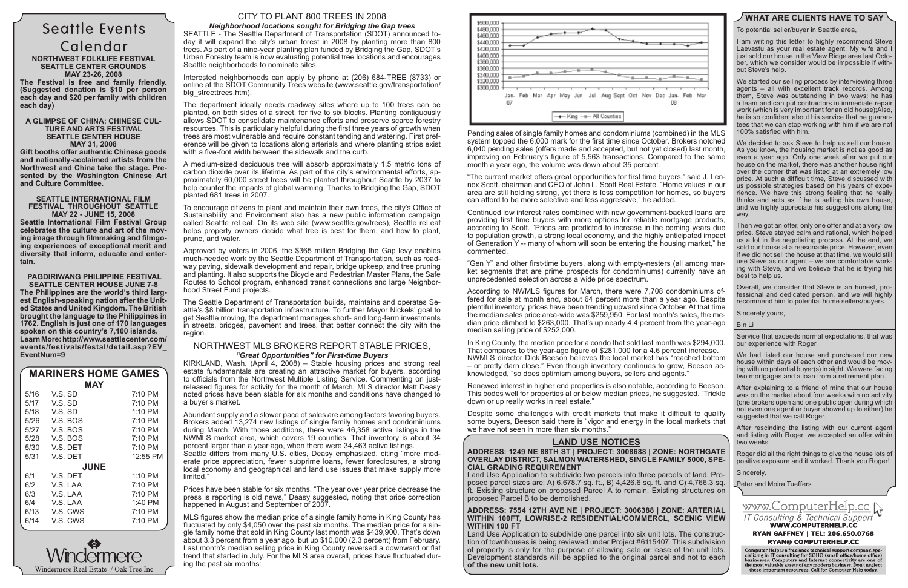# Seattle Events Calendar

**NORTHWEST FOLKLIFE FESTIVAL**
**SEATTLE CENTER GROUNDS**
**MAY 23-26, 2008**
**The Festival is free and family friendly. (Suggested donation is $10 per person each day and $20 per family with children each day)**

**A GLIMPSE OF CHINA: CHINESE CULTURE AND ARTS FESTIVAL**
**SEATTLE CENTER HOUSE**
**MAY 31, 2008**
**Gift booths offer authentic Chinese goods and nationally-acclaimed artists from the Northwest and China take the stage. Presented by the Washington Chinese Art and Culture Committee.**

**SEATTLE INTERNATIONAL FILM FESTIVAL THROUGHOUT SEATTLE**
**MAY 22 - JUNE 15, 2008**
**Seattle International Film Festival Group celebrates the culture and art of the moving image through filmmaking and filmgoing experiences of exceptional merit and diversity that inform, educate and entertain.**

**PAGDIRIWANG PHILIPPINE FESTIVAL**
**SEATTLE CENTER HOUSE JUNE 7-8**
**The Philippines are the world's third largest English-speaking nation after the United States and United Kingdom. The British brought the language to the Philippines in 1762. English is just one of 170 languages spoken on this country's 7,100 islands. Learn More: http://www.seattlecenter.com/events/festivals/festal/detail.asp?EV_EventNum=9**

## MARINERS HOME GAMES

**MAY**

| | | |
|---|---|---|
| 5/16 | V.S. SD | 7:10 PM |
| 5/17 | V.S. SD | 7:10 PM |
| 5/18 | V.S. SD | 1:10 PM |
| 5/26 | V.S. BOS | 7:10 PM |
| 5/27 | V.S. BOS | 7:10 PM |
| 5/28 | V.S. BOS | 7:10 PM |
| 5/30 | V.S. DET | 7:10 PM |
| 5/31 | V.S. DET | 12:55 PM |

**JUNE**

| | | |
|---|---|---|
| 6/1 | V.S. DET | 1:10 PM |
| 6/2 | V.S. LAA | 7:10 PM |
| 6/3 | V.S. LAA | 7:10 PM |
| 6/4 | V.S. LAA | 1:40 PM |
| 6/13 | V.S. CWS | 7:10 PM |
| 6/14 | V.S. CWS | 7:10 PM |

Windermere
Windermere Real Estate / Oak Tree Inc

## CITY TO PLANT 800 TREES IN 2008

***Neighborhood locations sought for Bridging the Gap trees***

SEATTLE - The Seattle Department of Transportation (SDOT) announced today it will expand the city's urban forest in 2008 by planting more than 800 trees. As part of a nine-year planting plan funded by Bridging the Gap, SDOT's Urban Forestry team is now evaluating potential tree locations and encourages Seattle neighborhoods to nominate sites.

Interested neighborhoods can apply by phone at (206) 684-TREE (8733) or online at the SDOT Community Trees website (www.seattle.gov/transportation/btg_streettrees.htm).

The department ideally needs roadway sites where up to 100 trees can be planted, on both sides of a street, for five to six blocks. Planting contiguously allows SDOT to consolidate maintenance efforts and preserve scarce forestry resources. This is particularly helpful during the first three years of growth when trees are most vulnerable and require constant tending and watering. First preference will be given to locations along arterials and where planting strips exist with a five-foot width between the sidewalk and the curb.

A medium-sized deciduous tree will absorb approximately 1.5 metric tons of carbon dioxide over its lifetime. As part of the city's environmental efforts, approximately 60,000 street trees will be planted throughout Seattle by 2037 to help counter the impacts of global warming. Thanks to Bridging the Gap, SDOT planted 681 trees in 2007.

To encourage citizens to plant and maintain their own trees, the city's Office of Sustainability and Environment also has a new public information campaign called Seattle reLeaf. On its web site (www.seattle.gov/trees), Seattle reLeaf helps property owners decide what tree is best for them, and how to plant, prune, and water.

Approved by voters in 2006, the $365 million Bridging the Gap levy enables much-needed work by the Seattle Department of Transportation, such as roadway paving, sidewalk development and repair, bridge upkeep, and tree pruning and planting. It also supports the Bicycle and Pedestrian Master Plans, the Safe Routes to School program, enhanced transit connections and large Neighborhood Street Fund projects.

The Seattle Department of Transportation builds, maintains and operates Seattle's $8 billion transportation infrastructure. To further Mayor Nickels' goal to get Seattle moving, the department manages short- and long-term investments in streets, bridges, pavement and trees, that better connect the city with the region.

## NORTHWEST MLS BROKERS REPORT STABLE PRICES,

***"Great Opportunities" for First-time Buyers***

KIRKLAND, Wash. (April 4, 2008) – Stable housing prices and strong real estate fundamentals are creating an attractive market for buyers, according to officials from the Northwest Multiple Listing Service. Commenting on just-released figures for activity for the month of March, MLS director Matt Deasy noted prices have been stable for six months and conditions have changed to a buyer's market.

Abundant supply and a slower pace of sales are among factors favoring buyers. Brokers added 13,274 new listings of single family homes and condominiums during March. With those additions, there were 46,358 active listings in the NWMLS market area, which covers 19 counties. That inventory is about 34 percent larger than a year ago, when there were 34,463 active listings.

Seattle differs from many U.S. cities, Deasy emphasized, citing "more moderate price appreciation, fewer subprime loans, fewer foreclosures, a strong local economy and geographical and land use issues that make supply more limited."

Prices have been stable for six months. "The year over year price decrease the press is reporting is old news," Deasy suggested, noting that price correction happened in August and September of 2007.

MLS figures show the median price of a single family home in King County has fluctuated by only $4,050 over the past six months. The median price for a single family home that sold in King County last month was $439,900. That's down about 3.3 percent from a year ago, but up $10,000 (2.3 percent) from February. Last month's median selling price in King County reversed a downward or flat trend that started in July. For the MLS area overall, prices have fluctuated during the past six months:

$500,000
$480,000
$460,000
$440,000
$420,000
$400,000
$380,000
$360,000
$340,000
$320,000
$300,000
Jan-07 Feb Mar Apr May Jun Jul Aug Sept Oct Nov Dec Jan-08 Feb Mar
King — All Counties

Pending sales of single family homes and condominiums (combined) in the MLS system topped the 6,000 mark for the first time since October. Brokers notched 6,040 pending sales (offers made and accepted, but not yet closed) last month, improving on February's figure of 5,563 transactions. Compared to the same month a year ago, the volume was down about 35 percent.

"The current market offers great opportunities for first time buyers," said J. Lennox Scott, chairman and CEO of John L. Scott Real Estate. "Home values in our area are still holding strong, yet there is less competition for homes, so buyers can afford to be more selective and less aggressive," he added.

Continued low interest rates combined with new government-backed loans are providing first time buyers with more options for reliable mortgage products, according to Scott. "Prices are predicted to increase in the coming years due to population growth, a strong local economy, and the highly anticipated impact of Generation Y -- many of whom will soon be entering the housing market," he commented.

"Gen Y" and other first-time buyers, along with empty-nesters (all among market segments that are prime prospects for condominiums) currently have an unprecedented selection across a wide price spectrum.

According to NWMLS figures for March, there were 7,708 condominiums offered for sale at month end, about 64 percent more than a year ago. Despite plentiful inventory, prices have been trending upward since October. At that time the median sales price area-wide was $259,950. For last month's sales, the median price climbed to $263,000. That's up nearly 4.4 percent from the year-ago median selling price of $252,000.

In King County, the median price for a condo that sold last month was $294,000. That compares to the year-ago figure of $281,000 for a 4.6 percent increase. NWMLS director Dick Beeson believes the local market has "reached bottom – or pretty darn close." Even though inventory continues to grow, Beeson acknowledged, "so does optimism among buyers, sellers and agents."

Renewed interest in higher end properties is also notable, according to Beeson. This bodes well for properties at or below median prices, he suggested. "Trickle down or up really works in real estate."

Despite some challenges with credit markets that make it difficult to qualify some buyers, Beeson said there is "vigor and energy in the local markets that we have not seen in more than six months."

## LAND USE NOTICES

**ADDRESS: 1249 NE 88TH ST | PROJECT: 3008688 | ZONE: NORTHGATE OVERLAY DISTRICT, SALMON WATERSHED, SINGLE FAMILY 5000, SPECIAL GRADING REQUIREMENT**

Land Use Application to subdivide two parcels into three parcels of land. Proposed parcel sizes are: A) 6,678.7 sq. ft., B) 4,426.6 sq. ft. and C) 4,766.3 sq. ft. Existing structure on proposed Parcel A to remain. Existing structures on proposed Parcel B to be demolished.

**ADDRESS: 7554 12TH AVE NE | PROJECT: 3006388 | ZONE: ARTERIAL WITHIN 100FT, LOWRISE-2 RESIDENTIAL/COMMERCL, SCENIC VIEW WITHIN 100 FT**

Land Use Application to subdivide one parcel into six unit lots. The construction of townhouses is being reviewed under Project #6115407. This subdivision of property is only for the purpose of allowing sale or lease of the unit lots. Development standards will be applied to the original parcel and not to each **of the new unit lots.**

## WHAT ARE CLIENTS HAVE TO SAY

To potential seller/buyer in Seattle area,

I am writing this letter to highly recommend Steve Laevastu as your real estate agent. My wife and I just sold our house in the View Ridge area last October, which we consider would be impossible if without Steve's help.

We started our selling process by interviewing three agents – all with excellent track records. Among them, Steve was outstanding in two ways: he has a team and can put contractors in immediate repair work (which is very important for an old house);Also, he is so confident about his service that he guarantees that we can stop working with him if we are not 100% satisfied with him.

We decided to ask Steve to help us sell our house. As you know, the housing market is not as good as even a year ago. Only one week after we put our house on the market, there was another house right over the corner that was listed at an extremely low price. At such a difficult time, Steve discussed with us possible strategies based on his years of experience. We have this strong feeling that he really thinks and acts as if he is selling his own house, and we highly appreciate his suggestions along the way.

Then we got an offer, only one offer and at a very low price. Steve stayed calm and rational, which helped us a lot in the negotiating process. At the end, we sold our house at a reasonable price. However, even if we did not sell the house at that time, we would still use Steve as our agent – we are comfortable working with Steve, and we believe that he is trying his best to help us.

Overall, we consider that Steve is an honest, professional and dedicated person, and we will highly recommend him to potential home sellers/buyers.

Sincerely yours,

Bin Li

Service that exceeds normal expectations, that was our experience with Roger.

We had listed our house and purchased our new house within days of each other and would be moving with no potential buyer(s) in sight. We were facing two mortgages and a loan from a retirement plan.

After explaining to a friend of mine that our house was on the market about four weeks with no activity (one brokers open and one public open during which not even one agent or buyer showed up to either) he suggested that we call Roger.

After rescinding the listing with our current agent and listing with Roger, we accepted an offer within two weeks.

Roger did all the right things to give the house lots of positive exposure and it worked. Thank you Roger!

Sincerely,

Peter and Moira Tueffers

www.ComputerHelp.cc
*IT Consulting & Technical Support*
**WWW.COMPUTERHELP.CC**
**RYAN GAFFNEY | TEL: 206.650.0768**
**RYAN@ COMPUTERHELP.CC**

Computer Help is a freelance technical support company, specializing in IT consulting for SOHO (small office/home office) businesses. Computers and Internet connectivity are one of the most valuable assets of any modern business. Don't neglect these important resources. Call for Computer Help today.